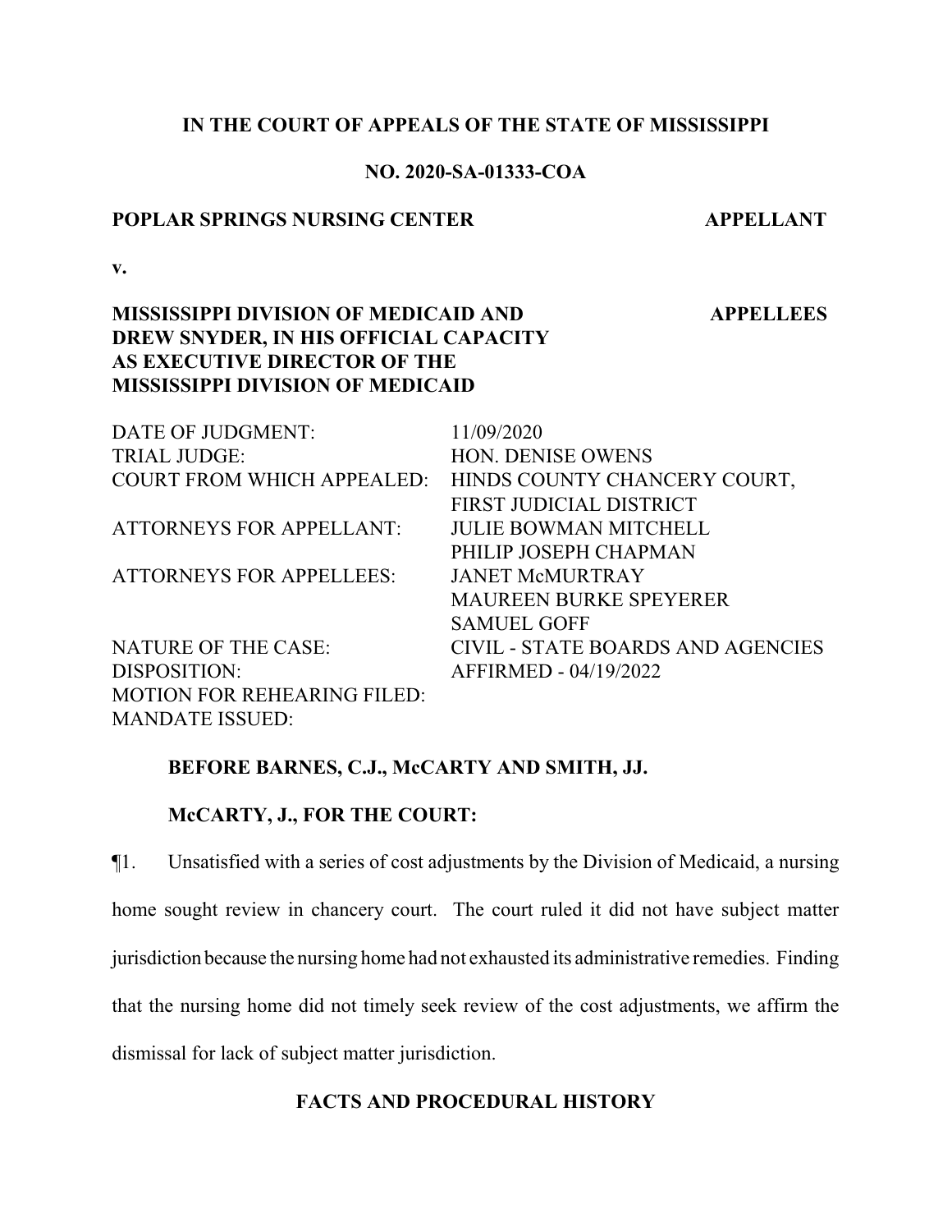**IN THE COURT OF APPEALS OF THE STATE OF MISSISSIPPI**

**NO. 2020-SA-01333-COA**

**POPLAR SPRINGS NURSING CENTER** **APPELLANT**

**v.**

**MISSISSIPPI DIVISION OF MEDICAID AND DREW SNYDER, IN HIS OFFICIAL CAPACITY AS EXECUTIVE DIRECTOR OF THE MISSISSIPPI DIVISION OF MEDICAID** **APPELLEES**

| | |
|---|---|
| DATE OF JUDGMENT: | 11/09/2020 |
| TRIAL JUDGE: | HON. DENISE OWENS |
| COURT FROM WHICH APPEALED: | HINDS COUNTY CHANCERY COURT, FIRST JUDICIAL DISTRICT |
| ATTORNEYS FOR APPELLANT: | JULIE BOWMAN MITCHELL<br>PHILIP JOSEPH CHAPMAN |
| ATTORNEYS FOR APPELLEES: | JANET McMURTRAY<br>MAUREEN BURKE SPEYERER<br>SAMUEL GOFF |
| NATURE OF THE CASE: | CIVIL - STATE BOARDS AND AGENCIES |
| DISPOSITION: | AFFIRMED - 04/19/2022 |
| MOTION FOR REHEARING FILED: | |
| MANDATE ISSUED: | |

**BEFORE BARNES, C.J., McCARTY AND SMITH, JJ.**

**McCARTY, J., FOR THE COURT:**

¶1. Unsatisfied with a series of cost adjustments by the Division of Medicaid, a nursing home sought review in chancery court. The court ruled it did not have subject matter jurisdiction because the nursing home had not exhausted its administrative remedies. Finding that the nursing home did not timely seek review of the cost adjustments, we affirm the dismissal for lack of subject matter jurisdiction.

## FACTS AND PROCEDURAL HISTORY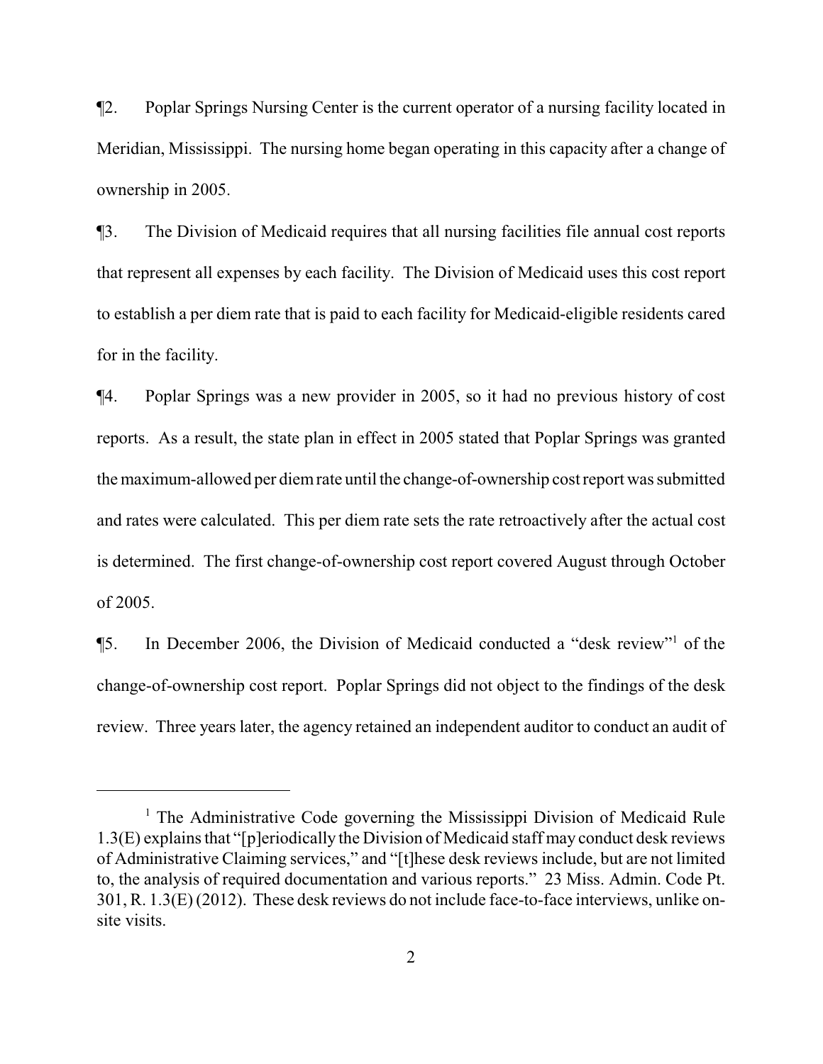¶2. Poplar Springs Nursing Center is the current operator of a nursing facility located in Meridian, Mississippi. The nursing home began operating in this capacity after a change of ownership in 2005.

¶3. The Division of Medicaid requires that all nursing facilities file annual cost reports that represent all expenses by each facility. The Division of Medicaid uses this cost report to establish a per diem rate that is paid to each facility for Medicaid-eligible residents cared for in the facility.

¶4. Poplar Springs was a new provider in 2005, so it had no previous history of cost reports. As a result, the state plan in effect in 2005 stated that Poplar Springs was granted the maximum-allowed per diem rate until the change-of-ownership cost report was submitted and rates were calculated. This per diem rate sets the rate retroactively after the actual cost is determined. The first change-of-ownership cost report covered August through October of 2005.

¶5. In December 2006, the Division of Medicaid conducted a "desk review"[1] of the change-of-ownership cost report. Poplar Springs did not object to the findings of the desk review. Three years later, the agency retained an independent auditor to conduct an audit of

---

[1] The Administrative Code governing the Mississippi Division of Medicaid Rule 1.3(E) explains that "[p]eriodically the Division of Medicaid staff may conduct desk reviews of Administrative Claiming services," and "[t]hese desk reviews include, but are not limited to, the analysis of required documentation and various reports." 23 Miss. Admin. Code Pt. 301, R. 1.3(E) (2012). These desk reviews do not include face-to-face interviews, unlike on-site visits.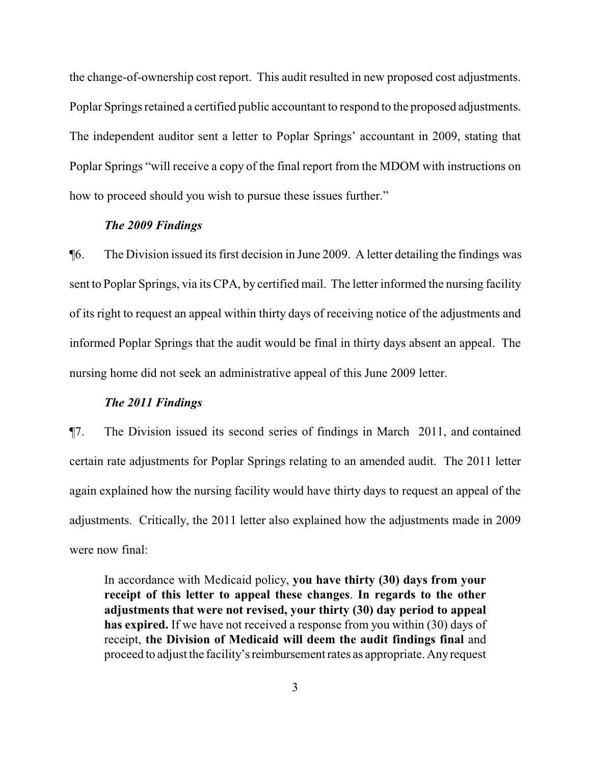the change-of-ownership cost report. This audit resulted in new proposed cost adjustments. Poplar Springs retained a certified public accountant to respond to the proposed adjustments. The independent auditor sent a letter to Poplar Springs' accountant in 2009, stating that Poplar Springs "will receive a copy of the final report from the MDOM with instructions on how to proceed should you wish to pursue these issues further."

### *The 2009 Findings*

¶6. The Division issued its first decision in June 2009. A letter detailing the findings was sent to Poplar Springs, via its CPA, by certified mail. The letter informed the nursing facility of its right to request an appeal within thirty days of receiving notice of the adjustments and informed Poplar Springs that the audit would be final in thirty days absent an appeal. The nursing home did not seek an administrative appeal of this June 2009 letter.

### *The 2011 Findings*

¶7. The Division issued its second series of findings in March 2011, and contained certain rate adjustments for Poplar Springs relating to an amended audit. The 2011 letter again explained how the nursing facility would have thirty days to request an appeal of the adjustments. Critically, the 2011 letter also explained how the adjustments made in 2009 were now final:

> In accordance with Medicaid policy, **you have thirty (30) days from your receipt of this letter to appeal these changes**. **In regards to the other adjustments that were not revised, your thirty (30) day period to appeal has expired.** If we have not received a response from you within (30) days of receipt, **the Division of Medicaid will deem the audit findings final** and proceed to adjust the facility's reimbursement rates as appropriate. Any request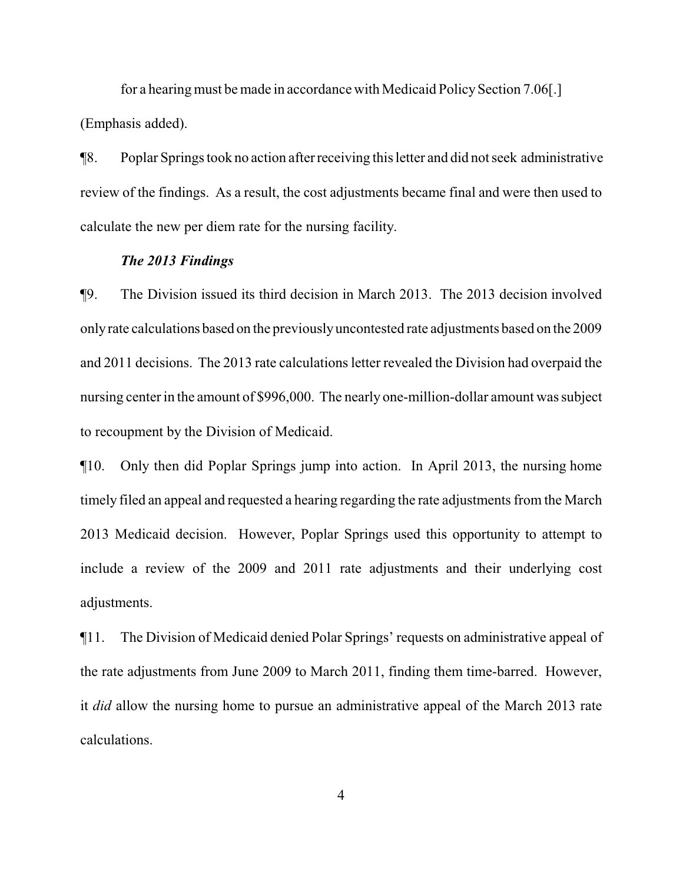for a hearing must be made in accordance with Medicaid Policy Section 7.06[.]

(Emphasis added).

¶8. Poplar Springs took no action after receiving this letter and did not seek administrative review of the findings. As a result, the cost adjustments became final and were then used to calculate the new per diem rate for the nursing facility.

***The 2013 Findings***

¶9. The Division issued its third decision in March 2013. The 2013 decision involved only rate calculations based on the previously uncontested rate adjustments based on the 2009 and 2011 decisions. The 2013 rate calculations letter revealed the Division had overpaid the nursing center in the amount of $996,000. The nearly one-million-dollar amount was subject to recoupment by the Division of Medicaid.

¶10. Only then did Poplar Springs jump into action. In April 2013, the nursing home timely filed an appeal and requested a hearing regarding the rate adjustments from the March 2013 Medicaid decision. However, Poplar Springs used this opportunity to attempt to include a review of the 2009 and 2011 rate adjustments and their underlying cost adjustments.

¶11. The Division of Medicaid denied Polar Springs' requests on administrative appeal of the rate adjustments from June 2009 to March 2011, finding them time-barred. However, it *did* allow the nursing home to pursue an administrative appeal of the March 2013 rate calculations.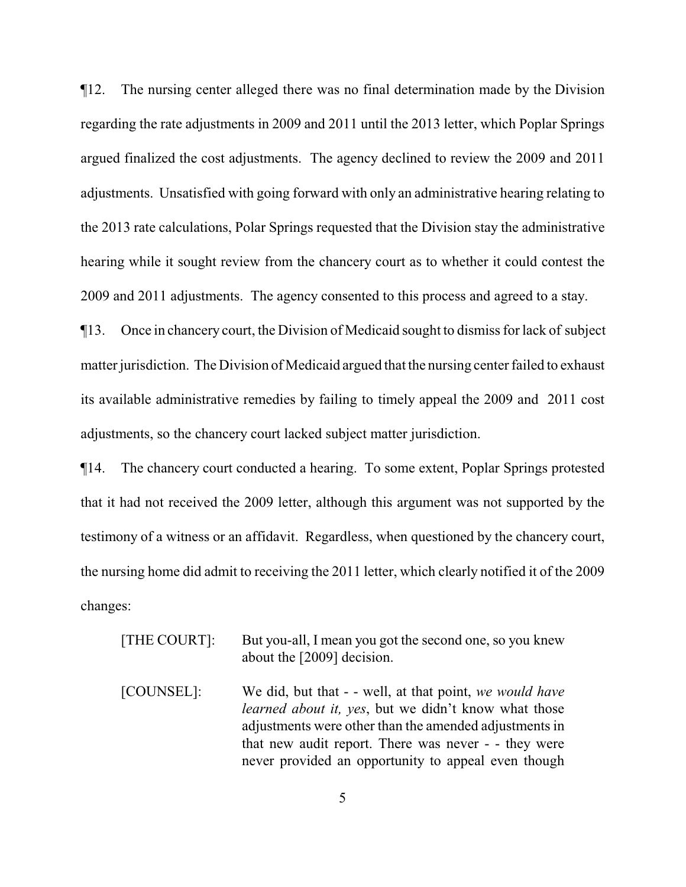¶12. The nursing center alleged there was no final determination made by the Division regarding the rate adjustments in 2009 and 2011 until the 2013 letter, which Poplar Springs argued finalized the cost adjustments. The agency declined to review the 2009 and 2011 adjustments. Unsatisfied with going forward with only an administrative hearing relating to the 2013 rate calculations, Polar Springs requested that the Division stay the administrative hearing while it sought review from the chancery court as to whether it could contest the 2009 and 2011 adjustments. The agency consented to this process and agreed to a stay.

¶13. Once in chancery court, the Division of Medicaid sought to dismiss for lack of subject matter jurisdiction. The Division of Medicaid argued that the nursing center failed to exhaust its available administrative remedies by failing to timely appeal the 2009 and 2011 cost adjustments, so the chancery court lacked subject matter jurisdiction.

¶14. The chancery court conducted a hearing. To some extent, Poplar Springs protested that it had not received the 2009 letter, although this argument was not supported by the testimony of a witness or an affidavit. Regardless, when questioned by the chancery court, the nursing home did admit to receiving the 2011 letter, which clearly notified it of the 2009 changes:

> [THE COURT]: But you-all, I mean you got the second one, so you knew about the [2009] decision.
>
> [COUNSEL]: We did, but that - - well, at that point, *we would have learned about it, yes*, but we didn't know what those adjustments were other than the amended adjustments in that new audit report. There was never - - they were never provided an opportunity to appeal even though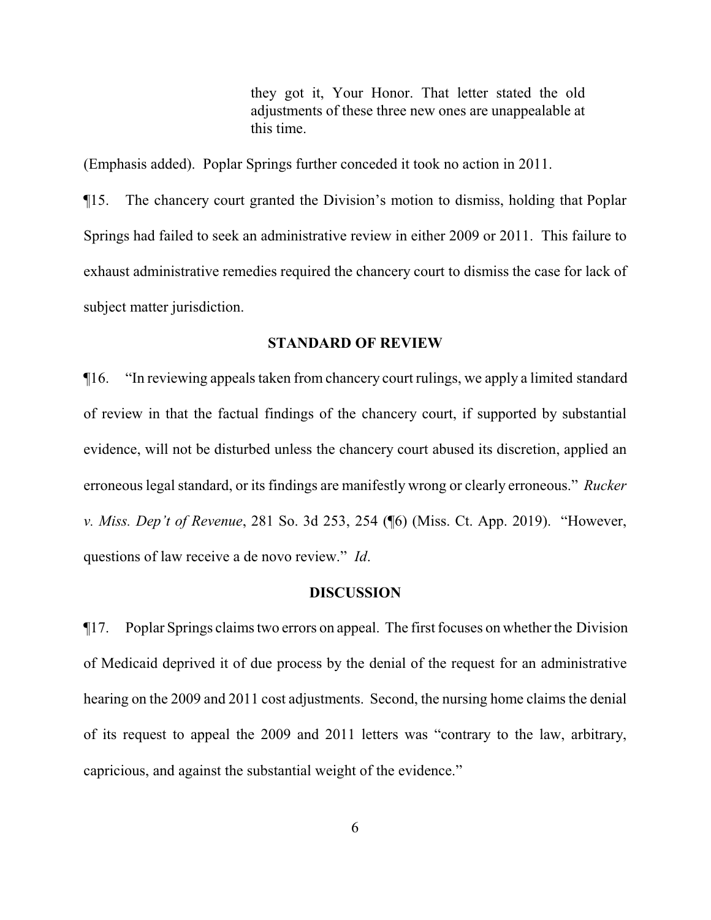> they got it, Your Honor. That letter stated the old adjustments of these three new ones are unappealable at this time.

(Emphasis added). Poplar Springs further conceded it took no action in 2011.

¶15. The chancery court granted the Division's motion to dismiss, holding that Poplar Springs had failed to seek an administrative review in either 2009 or 2011. This failure to exhaust administrative remedies required the chancery court to dismiss the case for lack of subject matter jurisdiction.

## STANDARD OF REVIEW

¶16. "In reviewing appeals taken from chancery court rulings, we apply a limited standard of review in that the factual findings of the chancery court, if supported by substantial evidence, will not be disturbed unless the chancery court abused its discretion, applied an erroneous legal standard, or its findings are manifestly wrong or clearly erroneous." *Rucker v. Miss. Dep't of Revenue*, 281 So. 3d 253, 254 (¶6) (Miss. Ct. App. 2019). "However, questions of law receive a de novo review." *Id*.

## DISCUSSION

¶17. Poplar Springs claims two errors on appeal. The first focuses on whether the Division of Medicaid deprived it of due process by the denial of the request for an administrative hearing on the 2009 and 2011 cost adjustments. Second, the nursing home claims the denial of its request to appeal the 2009 and 2011 letters was "contrary to the law, arbitrary, capricious, and against the substantial weight of the evidence."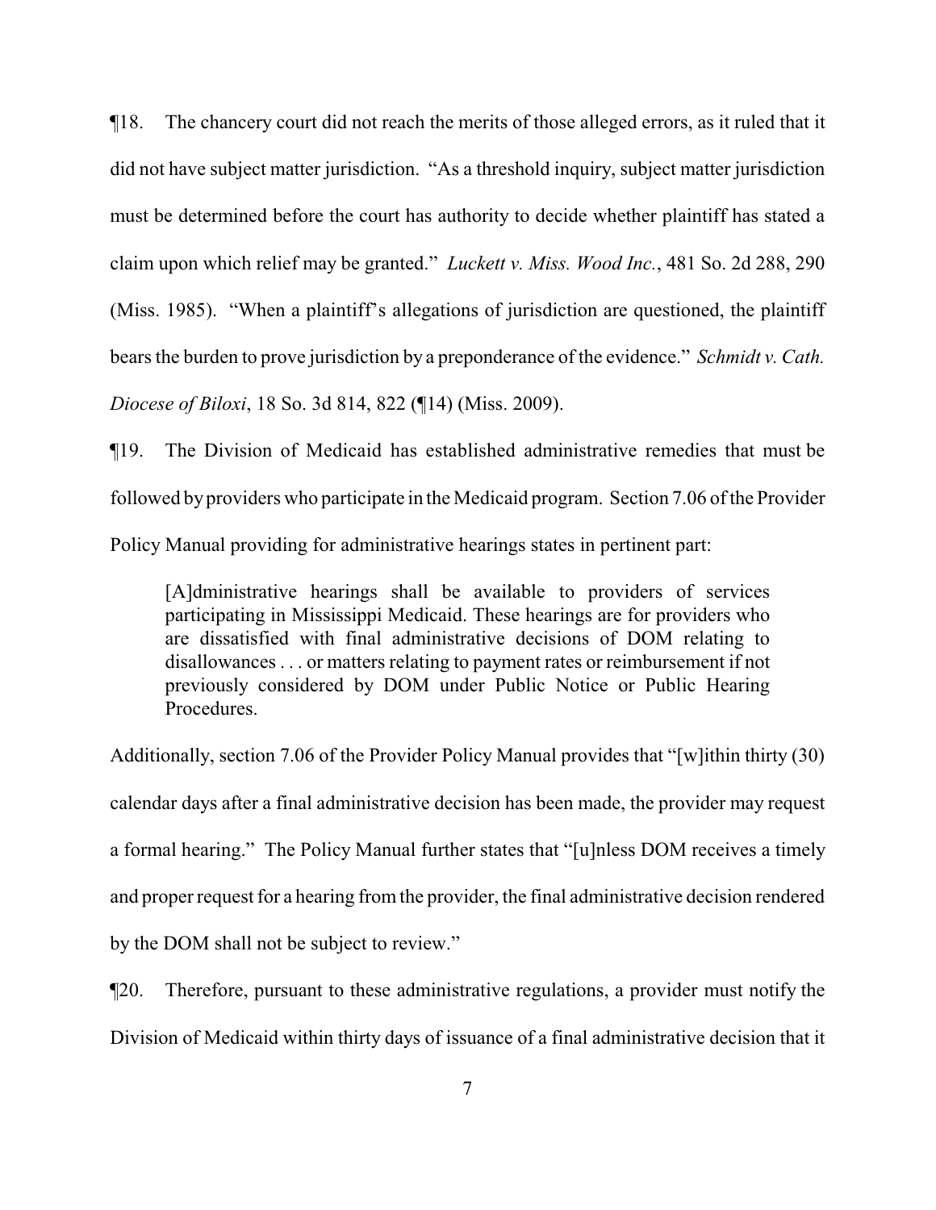¶18. The chancery court did not reach the merits of those alleged errors, as it ruled that it did not have subject matter jurisdiction. "As a threshold inquiry, subject matter jurisdiction must be determined before the court has authority to decide whether plaintiff has stated a claim upon which relief may be granted." *Luckett v. Miss. Wood Inc.*, 481 So. 2d 288, 290 (Miss. 1985). "When a plaintiff's allegations of jurisdiction are questioned, the plaintiff bears the burden to prove jurisdiction by a preponderance of the evidence." *Schmidt v. Cath. Diocese of Biloxi*, 18 So. 3d 814, 822 (¶14) (Miss. 2009).

¶19. The Division of Medicaid has established administrative remedies that must be followed by providers who participate in the Medicaid program. Section 7.06 of the Provider Policy Manual providing for administrative hearings states in pertinent part:

> [A]dministrative hearings shall be available to providers of services participating in Mississippi Medicaid. These hearings are for providers who are dissatisfied with final administrative decisions of DOM relating to disallowances . . . or matters relating to payment rates or reimbursement if not previously considered by DOM under Public Notice or Public Hearing Procedures.

Additionally, section 7.06 of the Provider Policy Manual provides that "[w]ithin thirty (30) calendar days after a final administrative decision has been made, the provider may request a formal hearing." The Policy Manual further states that "[u]nless DOM receives a timely and proper request for a hearing from the provider, the final administrative decision rendered by the DOM shall not be subject to review."

¶20. Therefore, pursuant to these administrative regulations, a provider must notify the Division of Medicaid within thirty days of issuance of a final administrative decision that it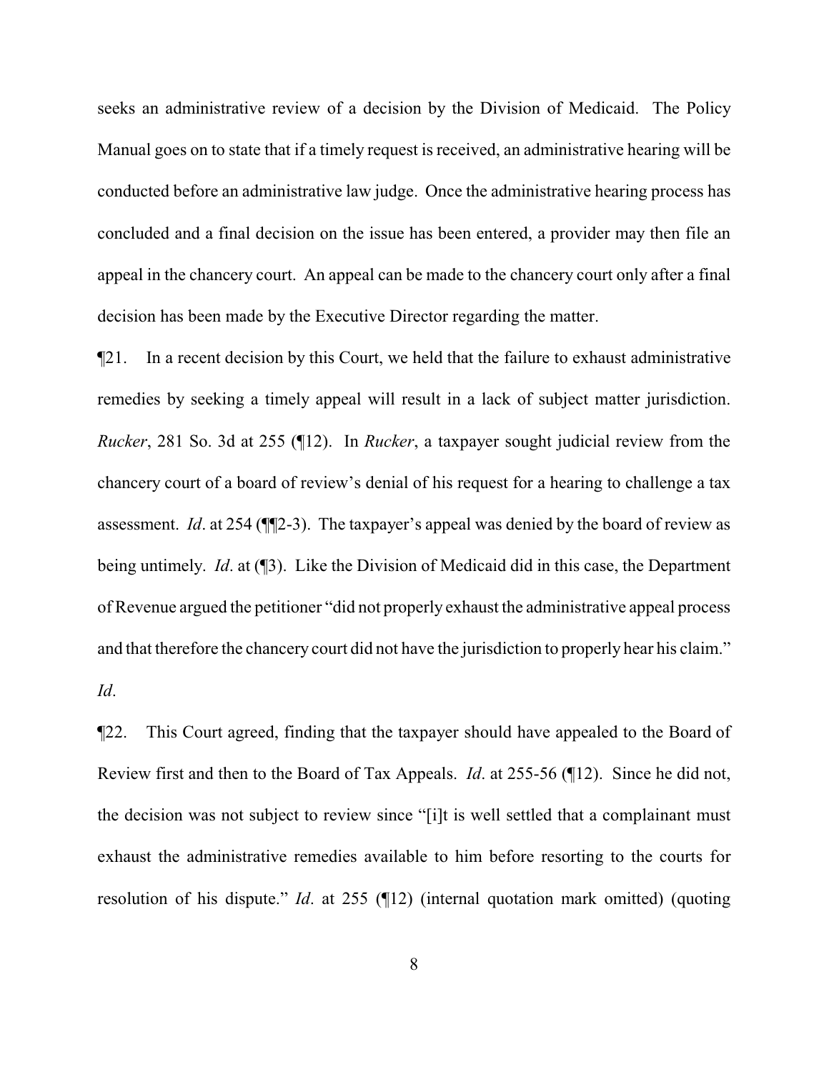seeks an administrative review of a decision by the Division of Medicaid. The Policy Manual goes on to state that if a timely request is received, an administrative hearing will be conducted before an administrative law judge. Once the administrative hearing process has concluded and a final decision on the issue has been entered, a provider may then file an appeal in the chancery court. An appeal can be made to the chancery court only after a final decision has been made by the Executive Director regarding the matter.

¶21. In a recent decision by this Court, we held that the failure to exhaust administrative remedies by seeking a timely appeal will result in a lack of subject matter jurisdiction. *Rucker*, 281 So. 3d at 255 (¶12). In *Rucker*, a taxpayer sought judicial review from the chancery court of a board of review's denial of his request for a hearing to challenge a tax assessment. *Id*. at 254 (¶¶2-3). The taxpayer's appeal was denied by the board of review as being untimely. *Id*. at (¶3). Like the Division of Medicaid did in this case, the Department of Revenue argued the petitioner "did not properly exhaust the administrative appeal process and that therefore the chancery court did not have the jurisdiction to properly hear his claim." *Id*.

¶22. This Court agreed, finding that the taxpayer should have appealed to the Board of Review first and then to the Board of Tax Appeals. *Id*. at 255-56 (¶12). Since he did not, the decision was not subject to review since "[i]t is well settled that a complainant must exhaust the administrative remedies available to him before resorting to the courts for resolution of his dispute." *Id*. at 255 (¶12) (internal quotation mark omitted) (quoting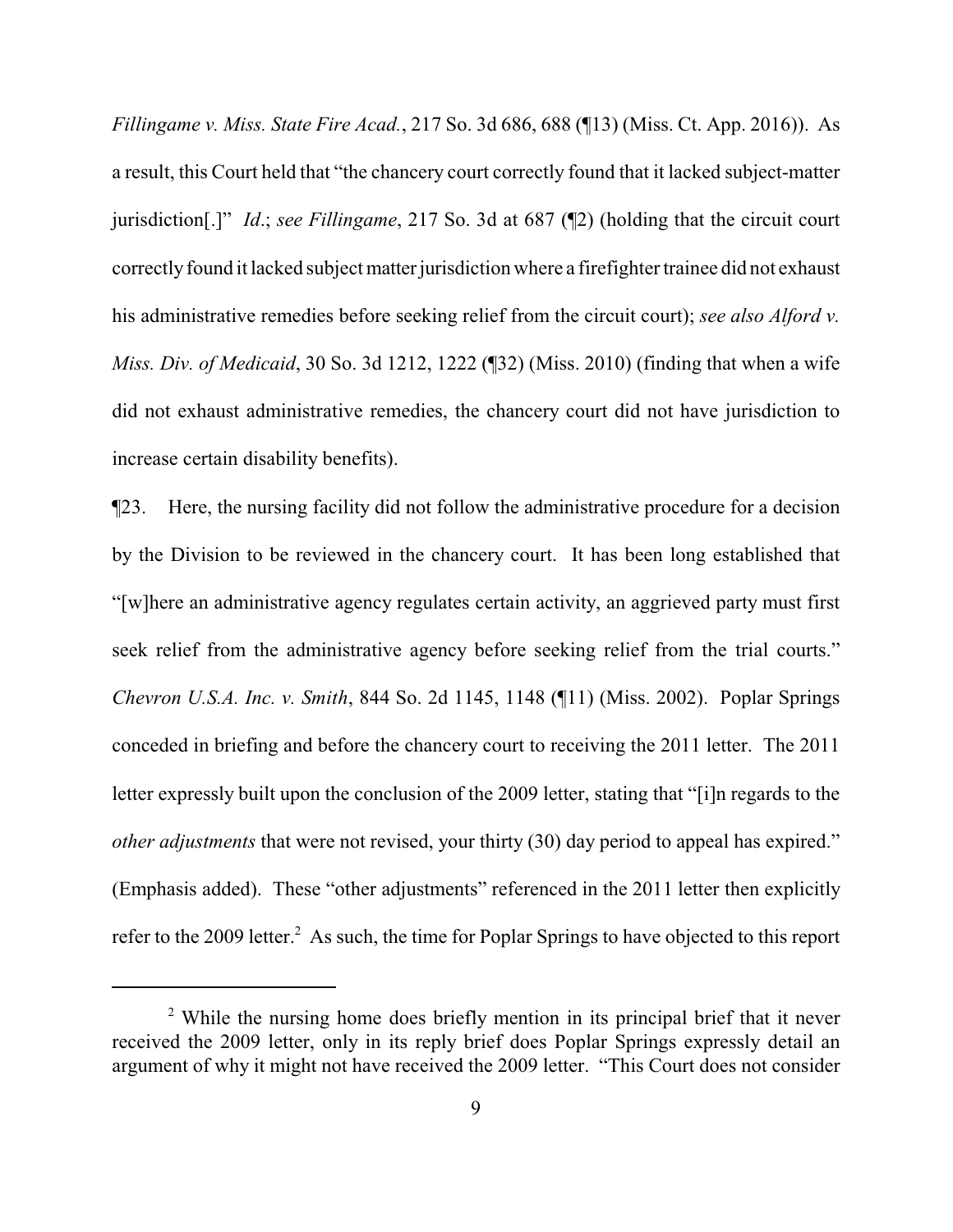*Fillingame v. Miss. State Fire Acad.*, 217 So. 3d 686, 688 (¶13) (Miss. Ct. App. 2016)). As a result, this Court held that "the chancery court correctly found that it lacked subject-matter jurisdiction[.]" *Id*.; *see Fillingame*, 217 So. 3d at 687 (¶2) (holding that the circuit court correctly found it lacked subject matter jurisdiction where a firefighter trainee did not exhaust his administrative remedies before seeking relief from the circuit court); *see also Alford v. Miss. Div. of Medicaid*, 30 So. 3d 1212, 1222 (¶32) (Miss. 2010) (finding that when a wife did not exhaust administrative remedies, the chancery court did not have jurisdiction to increase certain disability benefits).

¶23. Here, the nursing facility did not follow the administrative procedure for a decision by the Division to be reviewed in the chancery court. It has been long established that "[w]here an administrative agency regulates certain activity, an aggrieved party must first seek relief from the administrative agency before seeking relief from the trial courts." *Chevron U.S.A. Inc. v. Smith*, 844 So. 2d 1145, 1148 (¶11) (Miss. 2002). Poplar Springs conceded in briefing and before the chancery court to receiving the 2011 letter. The 2011 letter expressly built upon the conclusion of the 2009 letter, stating that "[i]n regards to the *other adjustments* that were not revised, your thirty (30) day period to appeal has expired." (Emphasis added). These "other adjustments" referenced in the 2011 letter then explicitly refer to the 2009 letter.[2] As such, the time for Poplar Springs to have objected to this report

[2] While the nursing home does briefly mention in its principal brief that it never received the 2009 letter, only in its reply brief does Poplar Springs expressly detail an argument of why it might not have received the 2009 letter. "This Court does not consider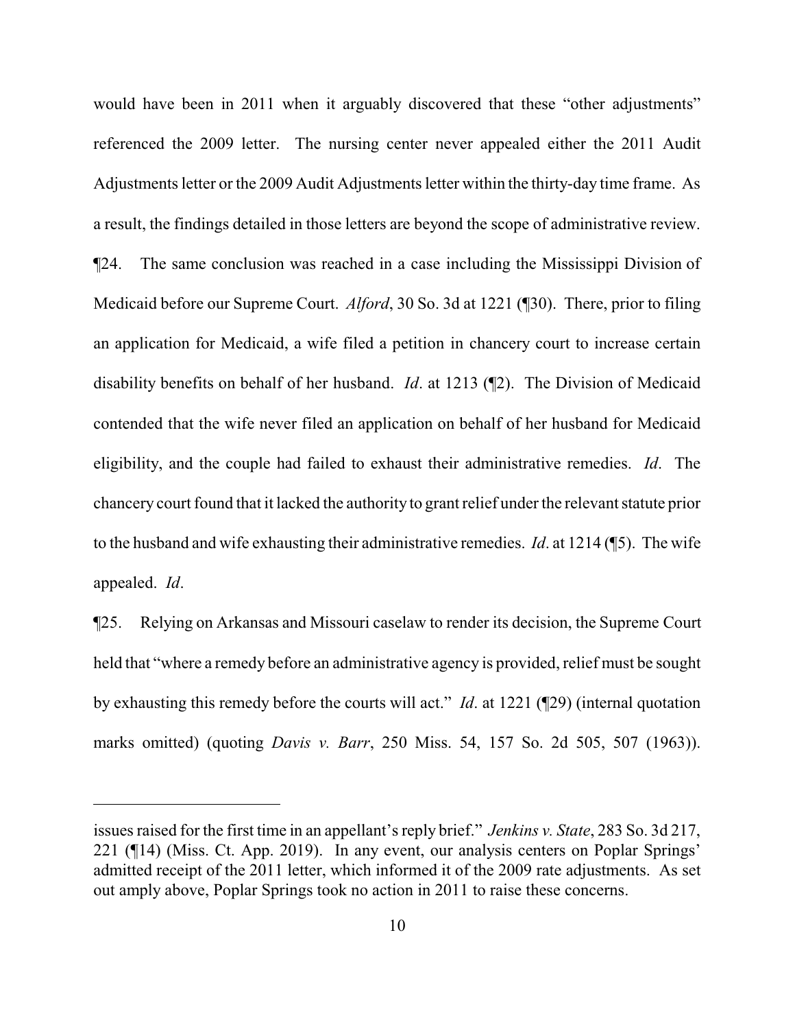would have been in 2011 when it arguably discovered that these "other adjustments" referenced the 2009 letter. The nursing center never appealed either the 2011 Audit Adjustments letter or the 2009 Audit Adjustments letter within the thirty-day time frame. As a result, the findings detailed in those letters are beyond the scope of administrative review.

¶24. The same conclusion was reached in a case including the Mississippi Division of Medicaid before our Supreme Court. *Alford*, 30 So. 3d at 1221 (¶30). There, prior to filing an application for Medicaid, a wife filed a petition in chancery court to increase certain disability benefits on behalf of her husband. *Id*. at 1213 (¶2). The Division of Medicaid contended that the wife never filed an application on behalf of her husband for Medicaid eligibility, and the couple had failed to exhaust their administrative remedies. *Id*. The chancery court found that it lacked the authority to grant relief under the relevant statute prior to the husband and wife exhausting their administrative remedies. *Id*. at 1214 (¶5). The wife appealed. *Id*.

¶25. Relying on Arkansas and Missouri caselaw to render its decision, the Supreme Court held that "where a remedy before an administrative agency is provided, relief must be sought by exhausting this remedy before the courts will act." *Id*. at 1221 (¶29) (internal quotation marks omitted) (quoting *Davis v. Barr*, 250 Miss. 54, 157 So. 2d 505, 507 (1963)).

---

issues raised for the first time in an appellant's reply brief." *Jenkins v. State*, 283 So. 3d 217, 221 (¶14) (Miss. Ct. App. 2019). In any event, our analysis centers on Poplar Springs' admitted receipt of the 2011 letter, which informed it of the 2009 rate adjustments. As set out amply above, Poplar Springs took no action in 2011 to raise these concerns.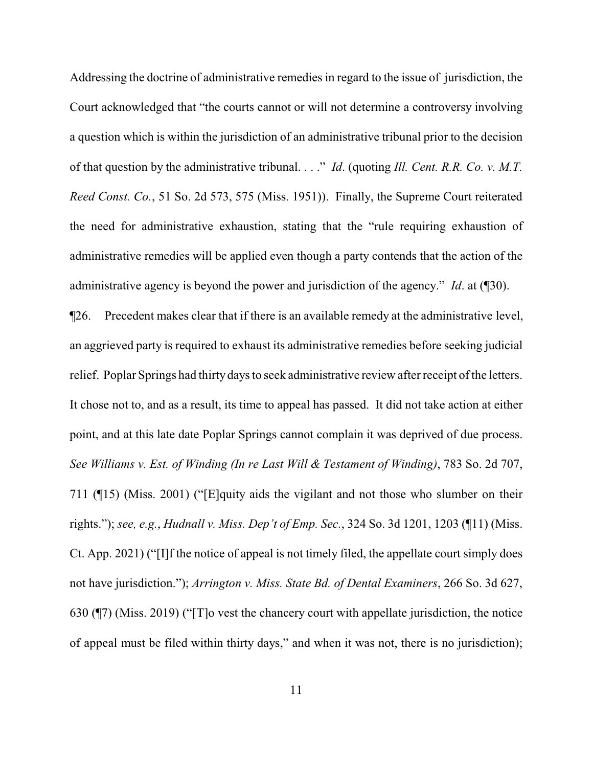Addressing the doctrine of administrative remedies in regard to the issue of jurisdiction, the Court acknowledged that "the courts cannot or will not determine a controversy involving a question which is within the jurisdiction of an administrative tribunal prior to the decision of that question by the administrative tribunal. . . ." *Id*. (quoting *Ill. Cent. R.R. Co. v. M.T. Reed Const. Co.*, 51 So. 2d 573, 575 (Miss. 1951)). Finally, the Supreme Court reiterated the need for administrative exhaustion, stating that the "rule requiring exhaustion of administrative remedies will be applied even though a party contends that the action of the administrative agency is beyond the power and jurisdiction of the agency." *Id*. at (¶30).

¶26. Precedent makes clear that if there is an available remedy at the administrative level, an aggrieved party is required to exhaust its administrative remedies before seeking judicial relief. Poplar Springs had thirty days to seek administrative review after receipt of the letters. It chose not to, and as a result, its time to appeal has passed. It did not take action at either point, and at this late date Poplar Springs cannot complain it was deprived of due process. *See Williams v. Est. of Winding (In re Last Will & Testament of Winding)*, 783 So. 2d 707, 711 (¶15) (Miss. 2001) ("[E]quity aids the vigilant and not those who slumber on their rights."); *see, e.g.*, *Hudnall v. Miss. Dep't of Emp. Sec.*, 324 So. 3d 1201, 1203 (¶11) (Miss. Ct. App. 2021) ("[I]f the notice of appeal is not timely filed, the appellate court simply does not have jurisdiction."); *Arrington v. Miss. State Bd. of Dental Examiners*, 266 So. 3d 627, 630 (¶7) (Miss. 2019) ("[T]o vest the chancery court with appellate jurisdiction, the notice of appeal must be filed within thirty days," and when it was not, there is no jurisdiction);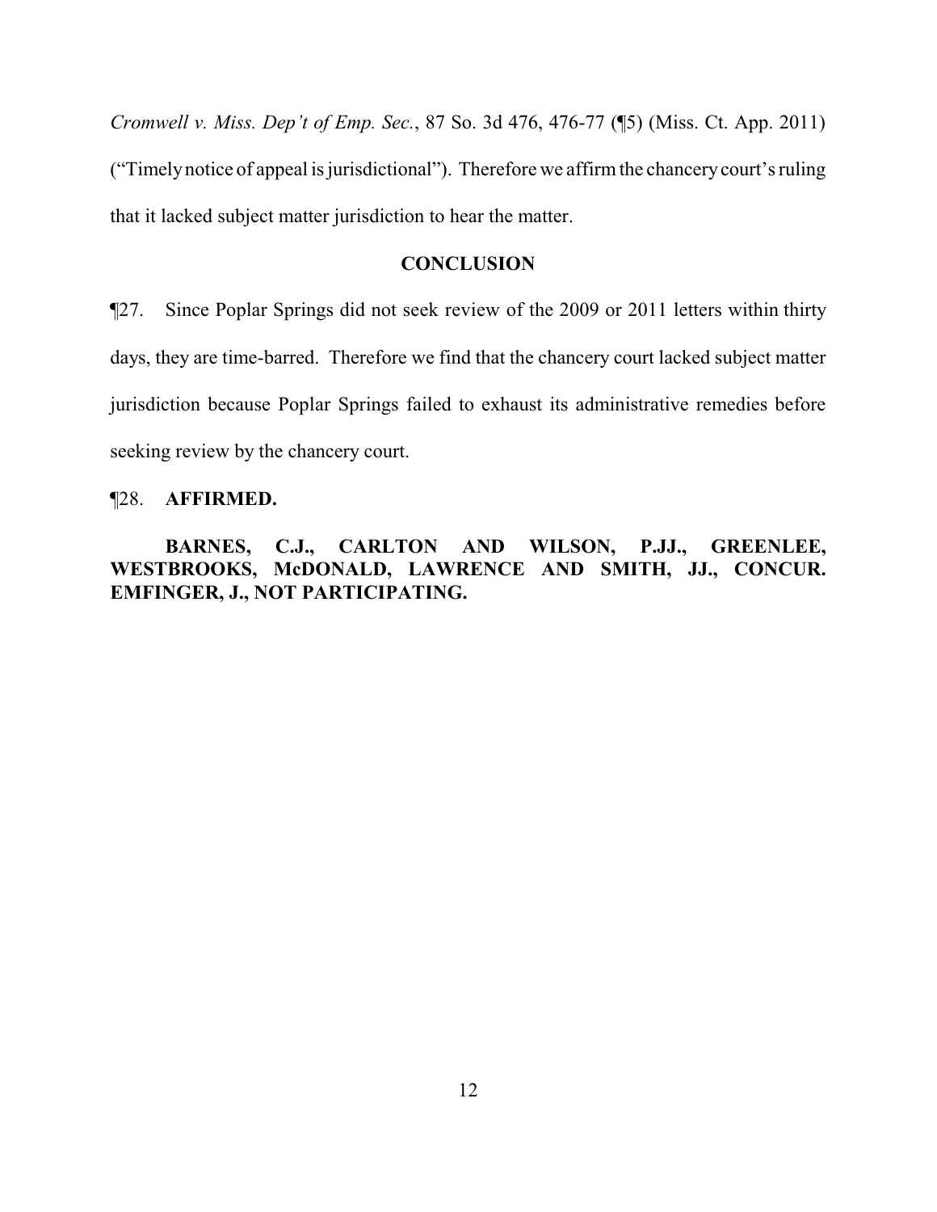*Cromwell v. Miss. Dep't of Emp. Sec.*, 87 So. 3d 476, 476-77 (¶5) (Miss. Ct. App. 2011) ("Timely notice of appeal is jurisdictional"). Therefore we affirm the chancery court's ruling that it lacked subject matter jurisdiction to hear the matter.

## CONCLUSION

¶27. Since Poplar Springs did not seek review of the 2009 or 2011 letters within thirty days, they are time-barred. Therefore we find that the chancery court lacked subject matter jurisdiction because Poplar Springs failed to exhaust its administrative remedies before seeking review by the chancery court.

¶28. **AFFIRMED.**

**BARNES, C.J., CARLTON AND WILSON, P.JJ., GREENLEE, WESTBROOKS, McDONALD, LAWRENCE AND SMITH, JJ., CONCUR. EMFINGER, J., NOT PARTICIPATING.**